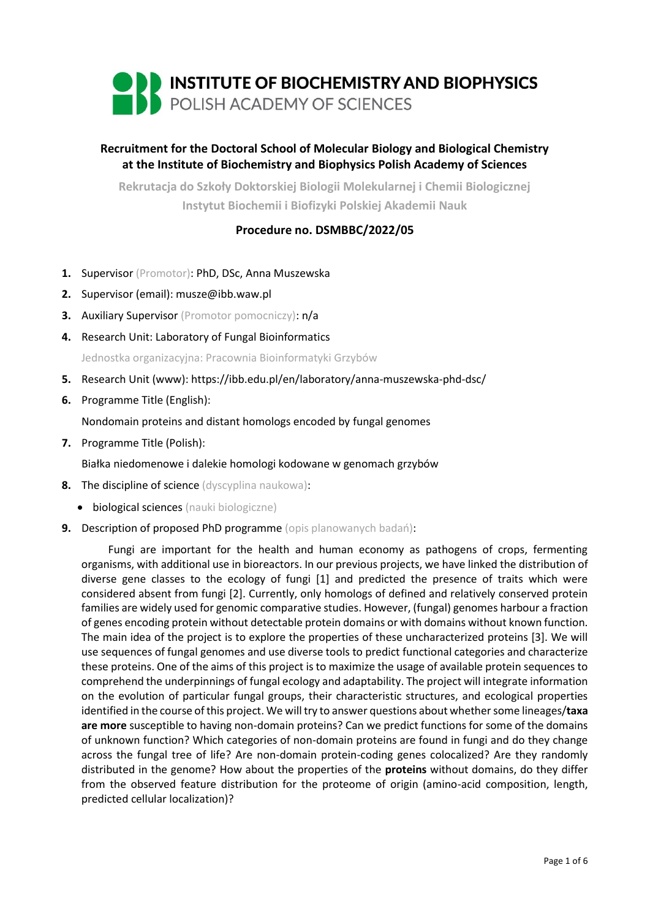# INSTITUTE OF BIOCHEMISTRY AND BIOPHYSICS
POLISH ACADEMY OF SCIENCES

## Recruitment for the Doctoral School of Molecular Biology and Biological Chemistry at the Institute of Biochemistry and Biophysics Polish Academy of Sciences

Rekrutacja do Szkoły Doktorskiej Biologii Molekularnej i Chemii Biologicznej Instytut Biochemii i Biofizyki Polskiej Akademii Nauk

### Procedure no. DSMBBC/2022/05

1. Supervisor (Promotor): PhD, DSc, Anna Muszewska
2. Supervisor (email): musze@ibb.waw.pl
3. Auxiliary Supervisor (Promotor pomocniczy): n/a
4. Research Unit: Laboratory of Fungal Bioinformatics

   Jednostka organizacyjna: Pracownia Bioinformatyki Grzybów
5. Research Unit (www): https://ibb.edu.pl/en/laboratory/anna-muszewska-phd-dsc/
6. Programme Title (English):

   Nondomain proteins and distant homologs encoded by fungal genomes
7. Programme Title (Polish):

   Białka niedomenowe i dalekie homologi kodowane w genomach grzybów
8. The discipline of science (dyscyplina naukowa):
   - biological sciences (nauki biologiczne)
9. Description of proposed PhD programme (opis planowanych badań):

   Fungi are important for the health and human economy as pathogens of crops, fermenting organisms, with additional use in bioreactors. In our previous projects, we have linked the distribution of diverse gene classes to the ecology of fungi [1] and predicted the presence of traits which were considered absent from fungi [2]. Currently, only homologs of defined and relatively conserved protein families are widely used for genomic comparative studies. However, (fungal) genomes harbour a fraction of genes encoding protein without detectable protein domains or with domains without known function. The main idea of the project is to explore the properties of these uncharacterized proteins [3]. We will use sequences of fungal genomes and use diverse tools to predict functional categories and characterize these proteins. One of the aims of this project is to maximize the usage of available protein sequences to comprehend the underpinnings of fungal ecology and adaptability. The project will integrate information on the evolution of particular fungal groups, their characteristic structures, and ecological properties identified in the course of this project. We will try to answer questions about whether some lineages/**taxa are more** susceptible to having non-domain proteins? Can we predict functions for some of the domains of unknown function? Which categories of non-domain proteins are found in fungi and do they change across the fungal tree of life? Are non-domain protein-coding genes colocalized? Are they randomly distributed in the genome? How about the properties of the **proteins** without domains, do they differ from the observed feature distribution for the proteome of origin (amino-acid composition, length, predicted cellular localization)?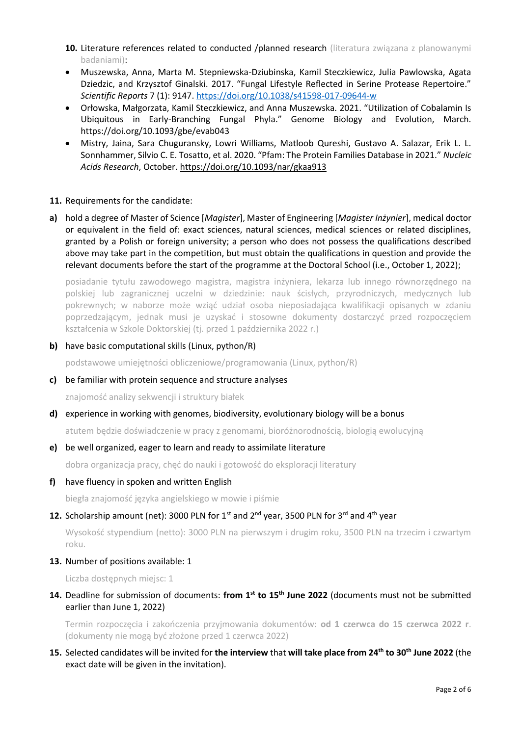**10.** Literature references related to conducted /planned research (literatura związana z planowanymi badaniami):

- Muszewska, Anna, Marta M. Stepniewska-Dziubinska, Kamil Steczkiewicz, Julia Pawlowska, Agata Dziedzic, and Krzysztof Ginalski. 2017. "Fungal Lifestyle Reflected in Serine Protease Repertoire." *Scientific Reports* 7 (1): 9147. https://doi.org/10.1038/s41598-017-09644-w
- Orłowska, Małgorzata, Kamil Steczkiewicz, and Anna Muszewska. 2021. "Utilization of Cobalamin Is Ubiquitous in Early-Branching Fungal Phyla." Genome Biology and Evolution, March. https://doi.org/10.1093/gbe/evab043
- Mistry, Jaina, Sara Chuguransky, Lowri Williams, Matloob Qureshi, Gustavo A. Salazar, Erik L. L. Sonnhammer, Silvio C. E. Tosatto, et al. 2020. "Pfam: The Protein Families Database in 2021." *Nucleic Acids Research*, October. https://doi.org/10.1093/nar/gkaa913

**11.** Requirements for the candidate:

**a)** hold a degree of Master of Science [*Magister*], Master of Engineering [*Magister Inżynier*], medical doctor or equivalent in the field of: exact sciences, natural sciences, medical sciences or related disciplines, granted by a Polish or foreign university; a person who does not possess the qualifications described above may take part in the competition, but must obtain the qualifications in question and provide the relevant documents before the start of the programme at the Doctoral School (i.e., October 1, 2022);

posiadanie tytułu zawodowego magistra, magistra inżyniera, lekarza lub innego równorzędnego na polskiej lub zagranicznej uczelni w dziedzinie: nauk ścisłych, przyrodniczych, medycznych lub pokrewnych; w naborze może wziąć udział osoba nieposiadająca kwalifikacji opisanych w zdaniu poprzedzającym, jednak musi je uzyskać i stosowne dokumenty dostarczyć przed rozpoczęciem kształcenia w Szkole Doktorskiej (tj. przed 1 października 2022 r.)

**b)** have basic computational skills (Linux, python/R)

podstawowe umiejętności obliczeniowe/programowania (Linux, python/R)

**c)** be familiar with protein sequence and structure analyses

znajomość analizy sekwencji i struktury białek

**d)** experience in working with genomes, biodiversity, evolutionary biology will be a bonus

atutem będzie doświadczenie w pracy z genomami, bioróżnorodnością, biologią ewolucyjną

**e)** be well organized, eager to learn and ready to assimilate literature

dobra organizacja pracy, chęć do nauki i gotowość do eksploracji literatury

**f)** have fluency in spoken and written English

biegła znajomość języka angielskiego w mowie i piśmie

**12.** Scholarship amount (net): 3000 PLN for 1st and 2nd year, 3500 PLN for 3rd and 4th year

Wysokość stypendium (netto): 3000 PLN na pierwszym i drugim roku, 3500 PLN na trzecim i czwartym roku.

**13.** Number of positions available: 1

Liczba dostępnych miejsc: 1

**14.** Deadline for submission of documents: **from 1st to 15th June 2022** (documents must not be submitted earlier than June 1, 2022)

Termin rozpoczęcia i zakończenia przyjmowania dokumentów: **od 1 czerwca do 15 czerwca 2022 r**. (dokumenty nie mogą być złożone przed 1 czerwca 2022)

**15.** Selected candidates will be invited for **the interview** that **will take place from 24th to 30th June 2022** (the exact date will be given in the invitation).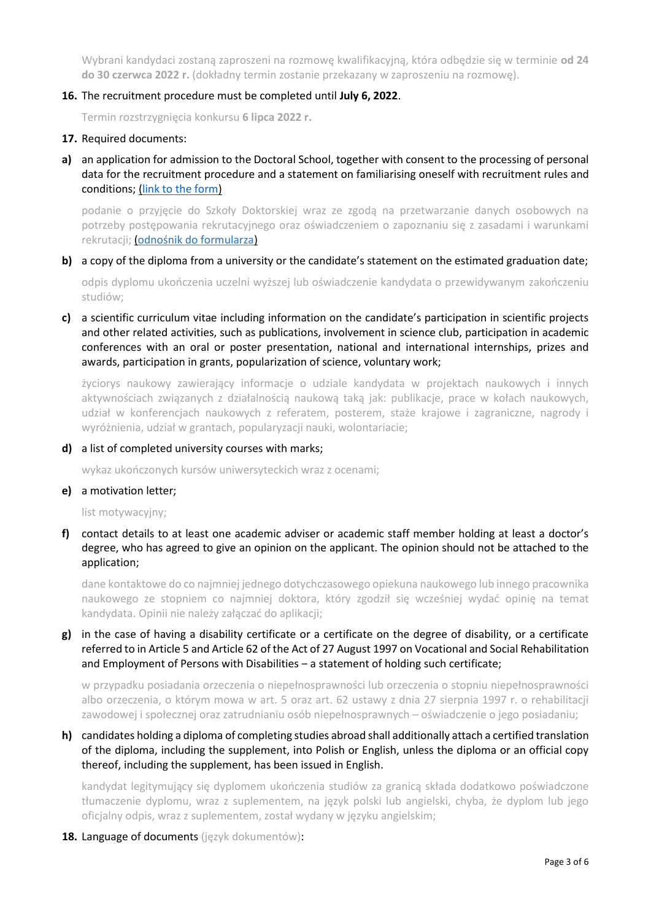Wybrani kandydaci zostaną zaproszeni na rozmowę kwalifikacyjną, która odbędzie się w terminie **od 24 do 30 czerwca 2022 r.** (dokładny termin zostanie przekazany w zaproszeniu na rozmowę).

**16.** The recruitment procedure must be completed until **July 6, 2022**.

Termin rozstrzygnięcia konkursu **6 lipca 2022 r.**

**17.** Required documents:

**a)** an application for admission to the Doctoral School, together with consent to the processing of personal data for the recruitment procedure and a statement on familiarising oneself with recruitment rules and conditions; (link to the form)

podanie o przyjęcie do Szkoły Doktorskiej wraz ze zgodą na przetwarzanie danych osobowych na potrzeby postępowania rekrutacyjnego oraz oświadczeniem o zapoznaniu się z zasadami i warunkami rekrutacji; (odnośnik do formularza)

**b)** a copy of the diploma from a university or the candidate's statement on the estimated graduation date;

odpis dyplomu ukończenia uczelni wyższej lub oświadczenie kandydata o przewidywanym zakończeniu studiów;

**c)** a scientific curriculum vitae including information on the candidate's participation in scientific projects and other related activities, such as publications, involvement in science club, participation in academic conferences with an oral or poster presentation, national and international internships, prizes and awards, participation in grants, popularization of science, voluntary work;

życiorys naukowy zawierający informacje o udziale kandydata w projektach naukowych i innych aktywnościach związanych z działalnością naukową taką jak: publikacje, prace w kołach naukowych, udział w konferencjach naukowych z referatem, posterem, staże krajowe i zagraniczne, nagrody i wyróżnienia, udział w grantach, popularyzacji nauki, wolontariacie;

**d)** a list of completed university courses with marks;

wykaz ukończonych kursów uniwersyteckich wraz z ocenami;

**e)** a motivation letter;

list motywacyjny;

**f)** contact details to at least one academic adviser or academic staff member holding at least a doctor's degree, who has agreed to give an opinion on the applicant. The opinion should not be attached to the application;

dane kontaktowe do co najmniej jednego dotychczasowego opiekuna naukowego lub innego pracownika naukowego ze stopniem co najmniej doktora, który zgodził się wcześniej wydać opinię na temat kandydata. Opinii nie należy załączać do aplikacji;

**g)** in the case of having a disability certificate or a certificate on the degree of disability, or a certificate referred to in Article 5 and Article 62 of the Act of 27 August 1997 on Vocational and Social Rehabilitation and Employment of Persons with Disabilities – a statement of holding such certificate;

w przypadku posiadania orzeczenia o niepełnosprawności lub orzeczenia o stopniu niepełnosprawności albo orzeczenia, o którym mowa w art. 5 oraz art. 62 ustawy z dnia 27 sierpnia 1997 r. o rehabilitacji zawodowej i społecznej oraz zatrudnianiu osób niepełnosprawnych – oświadczenie o jego posiadaniu;

**h)** candidates holding a diploma of completing studies abroad shall additionally attach a certified translation of the diploma, including the supplement, into Polish or English, unless the diploma or an official copy thereof, including the supplement, has been issued in English.

kandydat legitymujący się dyplomem ukończenia studiów za granicą składa dodatkowo poświadczone tłumaczenie dyplomu, wraz z suplementem, na język polski lub angielski, chyba, że dyplom lub jego oficjalny odpis, wraz z suplementem, został wydany w języku angielskim;

**18.** Language of documents (język dokumentów):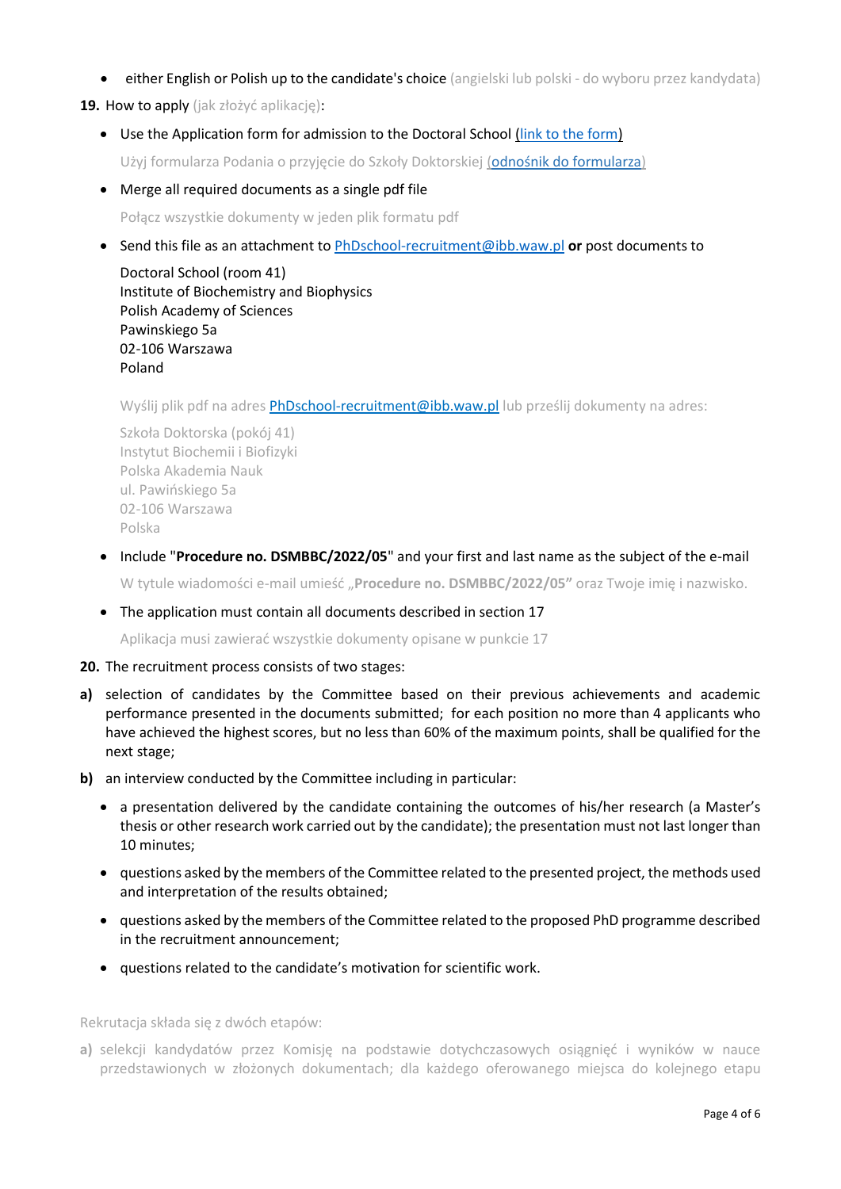- either English or Polish up to the candidate's choice (angielski lub polski - do wyboru przez kandydata)

**19.** How to apply (jak złożyć aplikację):

- Use the Application form for admission to the Doctoral School (link to the form)

  Użyj formularza Podania o przyjęcie do Szkoły Doktorskiej (odnośnik do formularza)

- Merge all required documents as a single pdf file

  Połącz wszystkie dokumenty w jeden plik formatu pdf

- Send this file as an attachment to PhDschool-recruitment@ibb.waw.pl **or** post documents to

  Doctoral School (room 41)
  Institute of Biochemistry and Biophysics
  Polish Academy of Sciences
  Pawinskiego 5a
  02-106 Warszawa
  Poland

  Wyślij plik pdf na adres PhDschool-recruitment@ibb.waw.pl lub prześlij dokumenty na adres:

  Szkoła Doktorska (pokój 41)
  Instytut Biochemii i Biofizyki
  Polska Akademia Nauk
  ul. Pawińskiego 5a
  02-106 Warszawa
  Polska

- Include "**Procedure no. DSMBBC/2022/05**" and your first and last name as the subject of the e-mail

  W tytule wiadomości e-mail umieść „**Procedure no. DSMBBC/2022/05"** oraz Twoje imię i nazwisko.

- The application must contain all documents described in section 17

  Aplikacja musi zawierać wszystkie dokumenty opisane w punkcie 17

**20.** The recruitment process consists of two stages:

**a)** selection of candidates by the Committee based on their previous achievements and academic performance presented in the documents submitted; for each position no more than 4 applicants who have achieved the highest scores, but no less than 60% of the maximum points, shall be qualified for the next stage;

**b)** an interview conducted by the Committee including in particular:

- a presentation delivered by the candidate containing the outcomes of his/her research (a Master's thesis or other research work carried out by the candidate); the presentation must not last longer than 10 minutes;
- questions asked by the members of the Committee related to the presented project, the methods used and interpretation of the results obtained;
- questions asked by the members of the Committee related to the proposed PhD programme described in the recruitment announcement;
- questions related to the candidate's motivation for scientific work.

Rekrutacja składa się z dwóch etapów:

**a)** selekcji kandydatów przez Komisję na podstawie dotychczasowych osiągnięć i wyników w nauce przedstawionych w złożonych dokumentach; dla każdego oferowanego miejsca do kolejnego etapu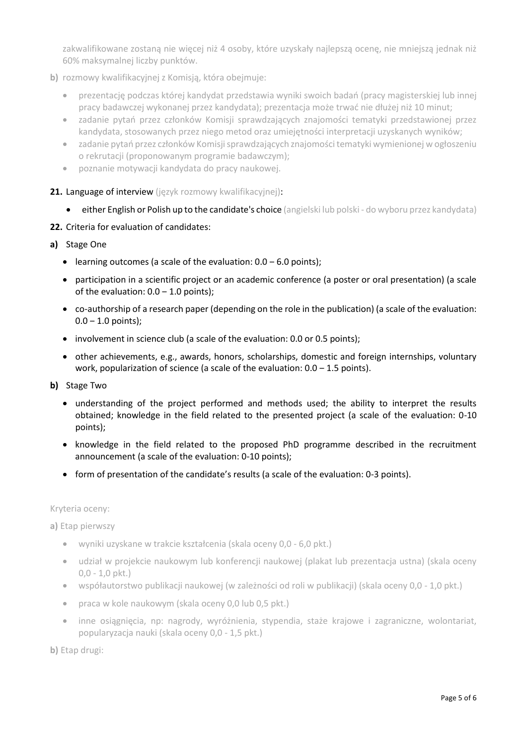zakwalifikowane zostaną nie więcej niż 4 osoby, które uzyskały najlepszą ocenę, nie mniejszą jednak niż 60% maksymalnej liczby punktów.

**b)** rozmowy kwalifikacyjnej z Komisją, która obejmuje:

- prezentację podczas której kandydat przedstawia wyniki swoich badań (pracy magisterskiej lub innej pracy badawczej wykonanej przez kandydata); prezentacja może trwać nie dłużej niż 10 minut;
- zadanie pytań przez członków Komisji sprawdzających znajomości tematyki przedstawionej przez kandydata, stosowanych przez niego metod oraz umiejętności interpretacji uzyskanych wyników;
- zadanie pytań przez członków Komisji sprawdzających znajomości tematyki wymienionej w ogłoszeniu o rekrutacji (proponowanym programie badawczym);
- poznanie motywacji kandydata do pracy naukowej.

**21.** Language of interview (język rozmowy kwalifikacyjnej):

- either English or Polish up to the candidate's choice (angielski lub polski - do wyboru przez kandydata)

**22.** Criteria for evaluation of candidates:

**a)** Stage One

- learning outcomes (a scale of the evaluation: 0.0 – 6.0 points);
- participation in a scientific project or an academic conference (a poster or oral presentation) (a scale of the evaluation: 0.0 – 1.0 points);
- co-authorship of a research paper (depending on the role in the publication) (a scale of the evaluation: 0.0 – 1.0 points);
- involvement in science club (a scale of the evaluation: 0.0 or 0.5 points);
- other achievements, e.g., awards, honors, scholarships, domestic and foreign internships, voluntary work, popularization of science (a scale of the evaluation: 0.0 – 1.5 points).

**b)** Stage Two

- understanding of the project performed and methods used; the ability to interpret the results obtained; knowledge in the field related to the presented project (a scale of the evaluation: 0-10 points);
- knowledge in the field related to the proposed PhD programme described in the recruitment announcement (a scale of the evaluation: 0-10 points);
- form of presentation of the candidate's results (a scale of the evaluation: 0-3 points).

Kryteria oceny:

**a)** Etap pierwszy

- wyniki uzyskane w trakcie kształcenia (skala oceny 0,0 - 6,0 pkt.)
- udział w projekcie naukowym lub konferencji naukowej (plakat lub prezentacja ustna) (skala oceny 0,0 - 1,0 pkt.)
- współautorstwo publikacji naukowej (w zależności od roli w publikacji) (skala oceny 0,0 - 1,0 pkt.)
- praca w kole naukowym (skala oceny 0,0 lub 0,5 pkt.)
- inne osiągnięcia, np: nagrody, wyróżnienia, stypendia, staże krajowe i zagraniczne, wolontariat, popularyzacja nauki (skala oceny 0,0 - 1,5 pkt.)

**b)** Etap drugi: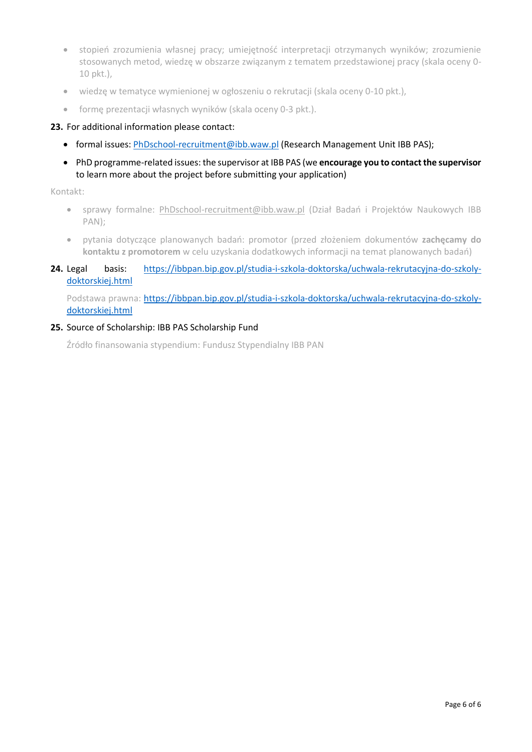- stopień zrozumienia własnej pracy; umiejętność interpretacji otrzymanych wyników; zrozumienie stosowanych metod, wiedzę w obszarze związanym z tematem przedstawionej pracy (skala oceny 0-10 pkt.),
- wiedzę w tematyce wymienionej w ogłoszeniu o rekrutacji (skala oceny 0-10 pkt.),
- formę prezentacji własnych wyników (skala oceny 0-3 pkt.).

**23.** For additional information please contact:

- formal issues: PhDschool-recruitment@ibb.waw.pl (Research Management Unit IBB PAS);
- PhD programme-related issues: the supervisor at IBB PAS (we **encourage you to contact the supervisor** to learn more about the project before submitting your application)

Kontakt:

- sprawy formalne: PhDschool-recruitment@ibb.waw.pl (Dział Badań i Projektów Naukowych IBB PAN);
- pytania dotyczące planowanych badań: promotor (przed złożeniem dokumentów **zachęcamy do kontaktu z promotorem** w celu uzyskania dodatkowych informacji na temat planowanych badań)

**24.** Legal basis: https://ibbpan.bip.gov.pl/studia-i-szkola-doktorska/uchwala-rekrutacyjna-do-szkoly-doktorskiej.html

Podstawa prawna: https://ibbpan.bip.gov.pl/studia-i-szkola-doktorska/uchwala-rekrutacyjna-do-szkoly-doktorskiej.html

**25.** Source of Scholarship: IBB PAS Scholarship Fund

Źródło finansowania stypendium: Fundusz Stypendialny IBB PAN